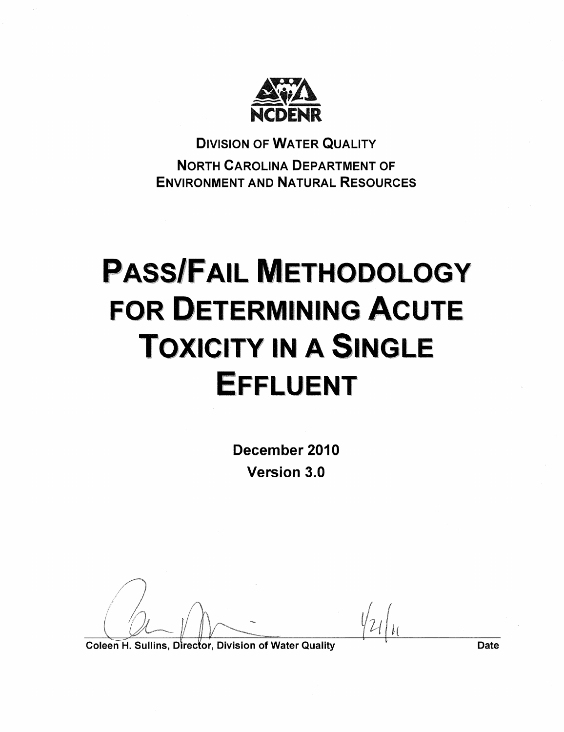NCDENR

DIVISION OF WATER QUALITY

NORTH CAROLINA DEPARTMENT OF ENVIRONMENT AND NATURAL RESOURCES

# PASS/FAIL METHODOLOGY FOR DETERMINING ACUTE TOXICITY IN A SINGLE EFFLUENT

**December 2010**

**Version 3.0**

Coleen H. Sullins, Director, Division of Water Quality — 1/21/11

Date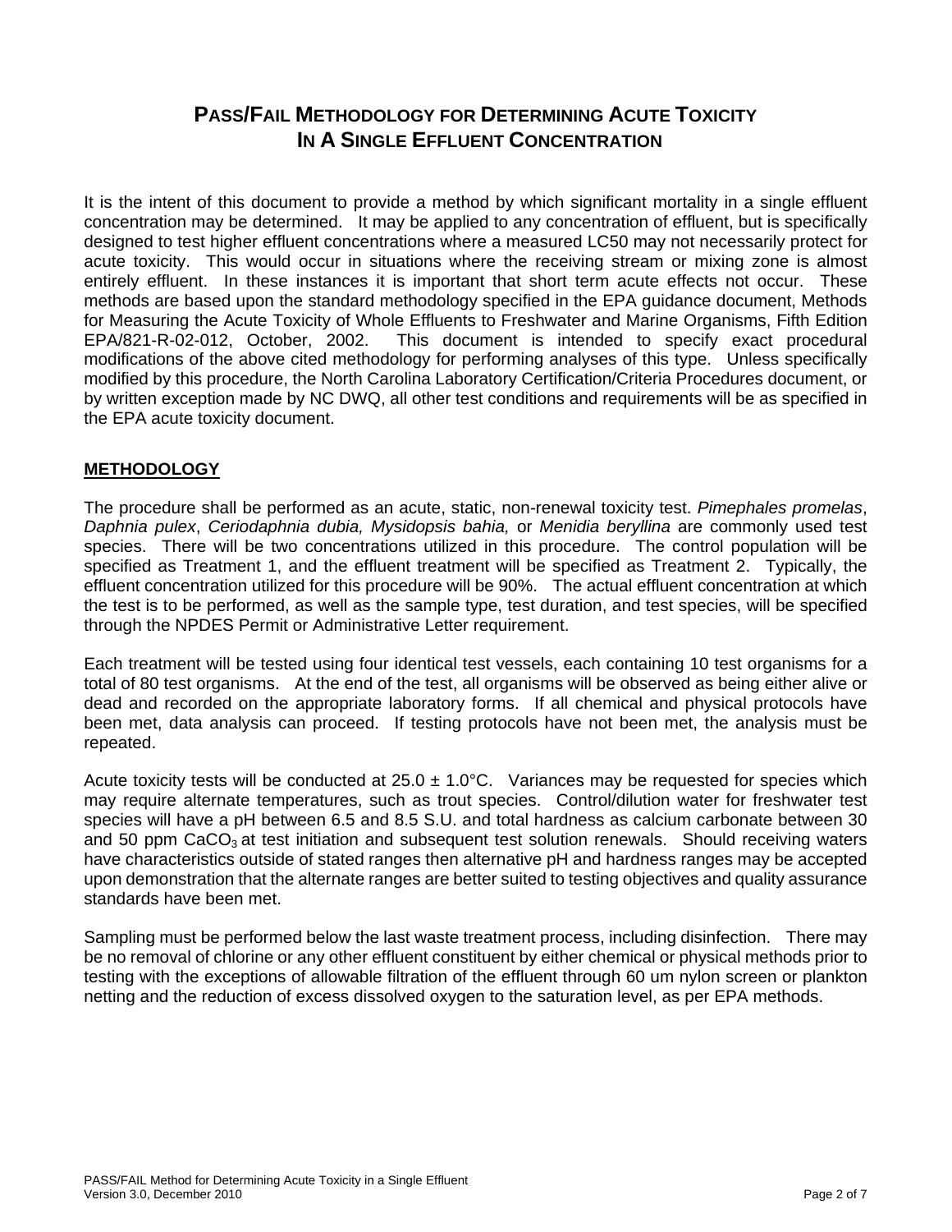# PASS/FAIL METHODOLOGY FOR DETERMINING ACUTE TOXICITY IN A SINGLE EFFLUENT CONCENTRATION

It is the intent of this document to provide a method by which significant mortality in a single effluent concentration may be determined. It may be applied to any concentration of effluent, but is specifically designed to test higher effluent concentrations where a measured LC50 may not necessarily protect for acute toxicity. This would occur in situations where the receiving stream or mixing zone is almost entirely effluent. In these instances it is important that short term acute effects not occur. These methods are based upon the standard methodology specified in the EPA guidance document, Methods for Measuring the Acute Toxicity of Whole Effluents to Freshwater and Marine Organisms, Fifth Edition EPA/821-R-02-012, October, 2002. This document is intended to specify exact procedural modifications of the above cited methodology for performing analyses of this type. Unless specifically modified by this procedure, the North Carolina Laboratory Certification/Criteria Procedures document, or by written exception made by NC DWQ, all other test conditions and requirements will be as specified in the EPA acute toxicity document.

## METHODOLOGY

The procedure shall be performed as an acute, static, non-renewal toxicity test. *Pimephales promelas*, *Daphnia pulex*, *Ceriodaphnia dubia, Mysidopsis bahia,* or *Menidia beryllina* are commonly used test species. There will be two concentrations utilized in this procedure. The control population will be specified as Treatment 1, and the effluent treatment will be specified as Treatment 2. Typically, the effluent concentration utilized for this procedure will be 90%. The actual effluent concentration at which the test is to be performed, as well as the sample type, test duration, and test species, will be specified through the NPDES Permit or Administrative Letter requirement.

Each treatment will be tested using four identical test vessels, each containing 10 test organisms for a total of 80 test organisms. At the end of the test, all organisms will be observed as being either alive or dead and recorded on the appropriate laboratory forms. If all chemical and physical protocols have been met, data analysis can proceed. If testing protocols have not been met, the analysis must be repeated.

Acute toxicity tests will be conducted at 25.0 ± 1.0°C. Variances may be requested for species which may require alternate temperatures, such as trout species. Control/dilution water for freshwater test species will have a pH between 6.5 and 8.5 S.U. and total hardness as calcium carbonate between 30 and 50 ppm $CaCO_3$ at test initiation and subsequent test solution renewals. Should receiving waters have characteristics outside of stated ranges then alternative pH and hardness ranges may be accepted upon demonstration that the alternate ranges are better suited to testing objectives and quality assurance standards have been met.

Sampling must be performed below the last waste treatment process, including disinfection. There may be no removal of chlorine or any other effluent constituent by either chemical or physical methods prior to testing with the exceptions of allowable filtration of the effluent through 60 um nylon screen or plankton netting and the reduction of excess dissolved oxygen to the saturation level, as per EPA methods.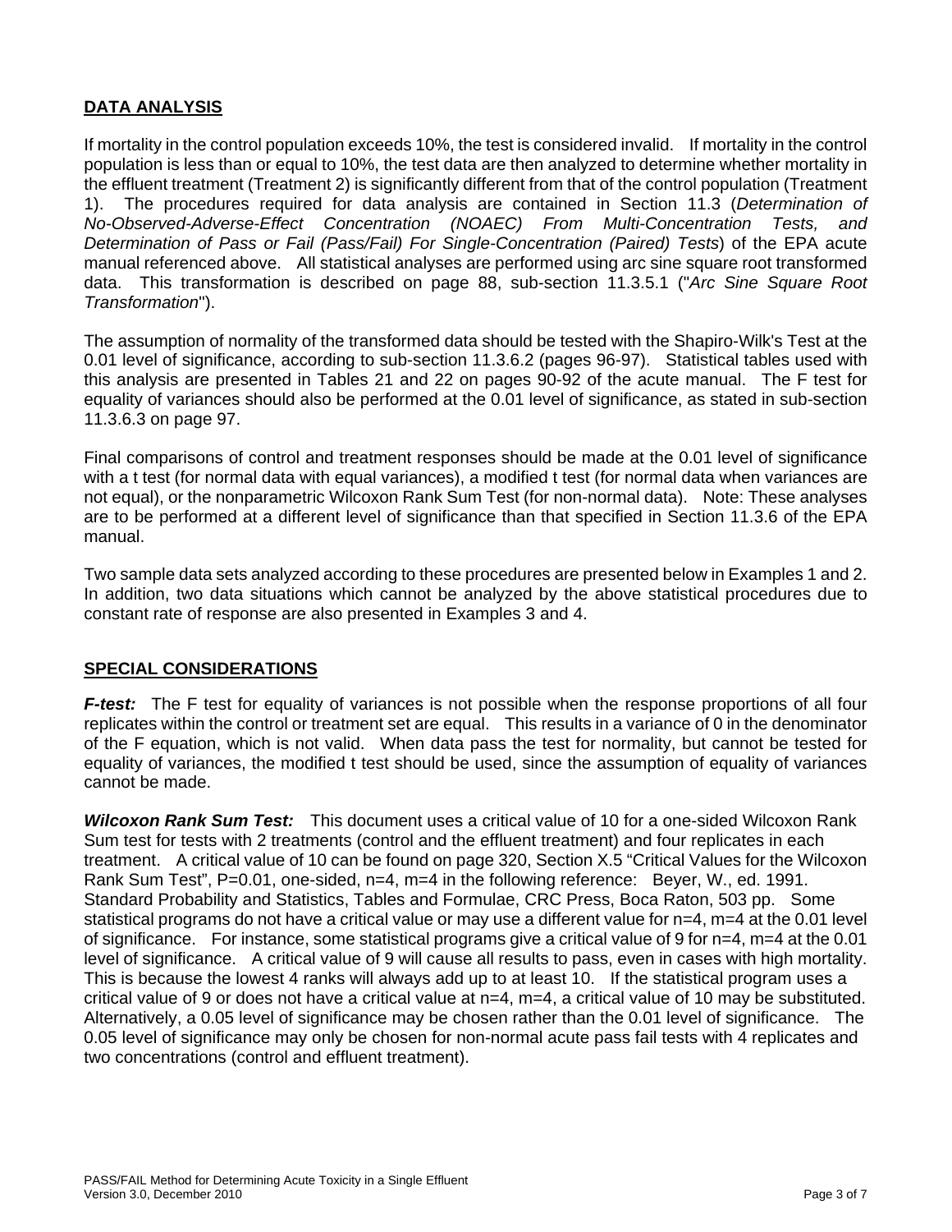## DATA ANALYSIS

If mortality in the control population exceeds 10%, the test is considered invalid. If mortality in the control population is less than or equal to 10%, the test data are then analyzed to determine whether mortality in the effluent treatment (Treatment 2) is significantly different from that of the control population (Treatment 1). The procedures required for data analysis are contained in Section 11.3 (*Determination of No-Observed-Adverse-Effect Concentration (NOAEC) From Multi-Concentration Tests, and Determination of Pass or Fail (Pass/Fail) For Single-Concentration (Paired) Tests*) of the EPA acute manual referenced above. All statistical analyses are performed using arc sine square root transformed data. This transformation is described on page 88, sub-section 11.3.5.1 ("*Arc Sine Square Root Transformation*").

The assumption of normality of the transformed data should be tested with the Shapiro-Wilk's Test at the 0.01 level of significance, according to sub-section 11.3.6.2 (pages 96-97). Statistical tables used with this analysis are presented in Tables 21 and 22 on pages 90-92 of the acute manual. The F test for equality of variances should also be performed at the 0.01 level of significance, as stated in sub-section 11.3.6.3 on page 97.

Final comparisons of control and treatment responses should be made at the 0.01 level of significance with a t test (for normal data with equal variances), a modified t test (for normal data when variances are not equal), or the nonparametric Wilcoxon Rank Sum Test (for non-normal data). Note: These analyses are to be performed at a different level of significance than that specified in Section 11.3.6 of the EPA manual.

Two sample data sets analyzed according to these procedures are presented below in Examples 1 and 2. In addition, two data situations which cannot be analyzed by the above statistical procedures due to constant rate of response are also presented in Examples 3 and 4.

## SPECIAL CONSIDERATIONS

***F-test:*** The F test for equality of variances is not possible when the response proportions of all four replicates within the control or treatment set are equal. This results in a variance of 0 in the denominator of the F equation, which is not valid. When data pass the test for normality, but cannot be tested for equality of variances, the modified t test should be used, since the assumption of equality of variances cannot be made.

***Wilcoxon Rank Sum Test:*** This document uses a critical value of 10 for a one-sided Wilcoxon Rank Sum test for tests with 2 treatments (control and the effluent treatment) and four replicates in each treatment. A critical value of 10 can be found on page 320, Section X.5 "Critical Values for the Wilcoxon Rank Sum Test", P=0.01, one-sided, n=4, m=4 in the following reference: Beyer, W., ed. 1991. Standard Probability and Statistics, Tables and Formulae, CRC Press, Boca Raton, 503 pp. Some statistical programs do not have a critical value or may use a different value for n=4, m=4 at the 0.01 level of significance. For instance, some statistical programs give a critical value of 9 for n=4, m=4 at the 0.01 level of significance. A critical value of 9 will cause all results to pass, even in cases with high mortality. This is because the lowest 4 ranks will always add up to at least 10. If the statistical program uses a critical value of 9 or does not have a critical value at n=4, m=4, a critical value of 10 may be substituted. Alternatively, a 0.05 level of significance may be chosen rather than the 0.01 level of significance. The 0.05 level of significance may only be chosen for non-normal acute pass fail tests with 4 replicates and two concentrations (control and effluent treatment).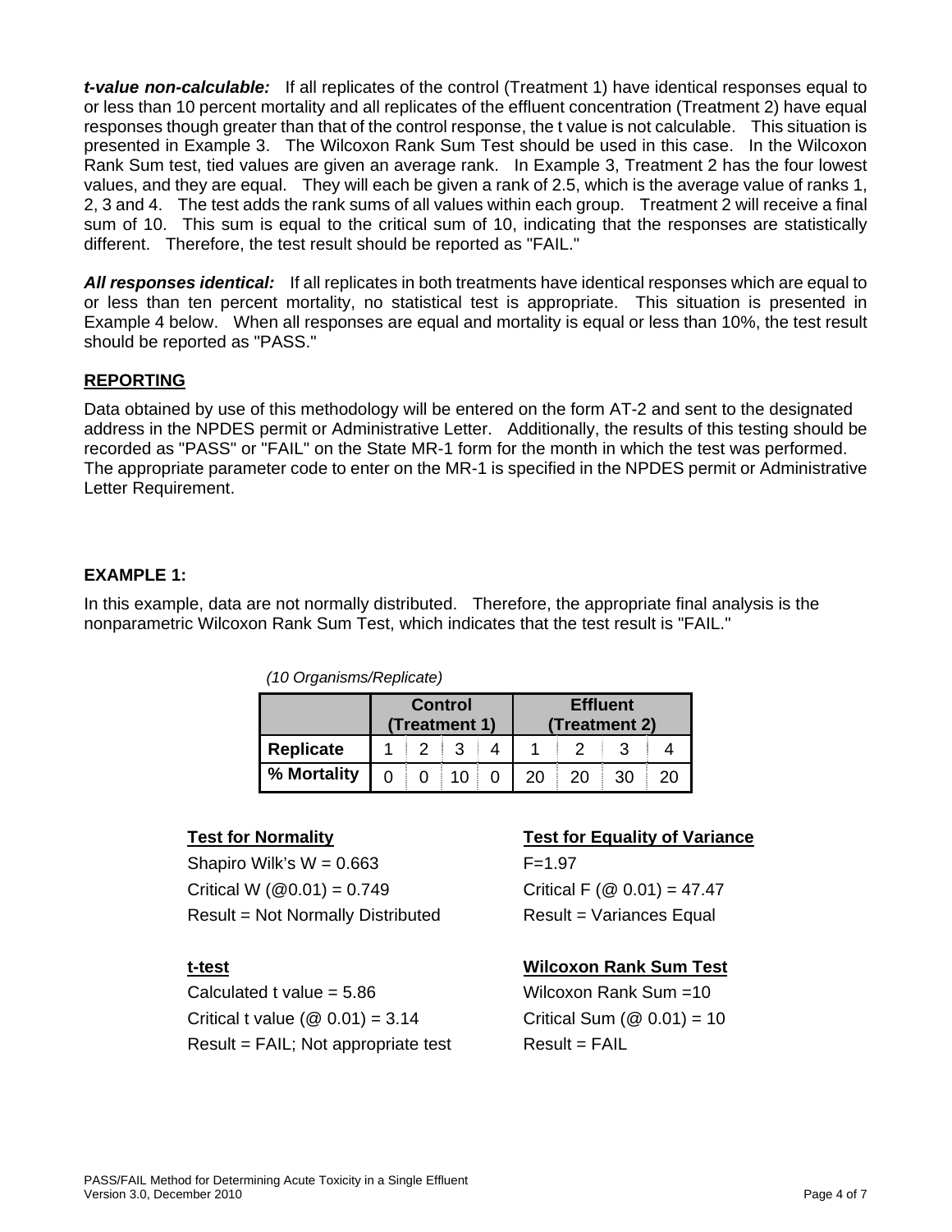***t-value non-calculable:*** If all replicates of the control (Treatment 1) have identical responses equal to or less than 10 percent mortality and all replicates of the effluent concentration (Treatment 2) have equal responses though greater than that of the control response, the t value is not calculable. This situation is presented in Example 3. The Wilcoxon Rank Sum Test should be used in this case. In the Wilcoxon Rank Sum test, tied values are given an average rank. In Example 3, Treatment 2 has the four lowest values, and they are equal. They will each be given a rank of 2.5, which is the average value of ranks 1, 2, 3 and 4. The test adds the rank sums of all values within each group. Treatment 2 will receive a final sum of 10. This sum is equal to the critical sum of 10, indicating that the responses are statistically different. Therefore, the test result should be reported as "FAIL."

***All responses identical:*** If all replicates in both treatments have identical responses which are equal to or less than ten percent mortality, no statistical test is appropriate. This situation is presented in Example 4 below. When all responses are equal and mortality is equal or less than 10%, the test result should be reported as "PASS."

## REPORTING

Data obtained by use of this methodology will be entered on the form AT-2 and sent to the designated address in the NPDES permit or Administrative Letter. Additionally, the results of this testing should be recorded as "PASS" or "FAIL" on the State MR-1 form for the month in which the test was performed. The appropriate parameter code to enter on the MR-1 is specified in the NPDES permit or Administrative Letter Requirement.

## EXAMPLE 1:

In this example, data are not normally distributed. Therefore, the appropriate final analysis is the nonparametric Wilcoxon Rank Sum Test, which indicates that the test result is "FAIL."

*(10 Organisms/Replicate)*

| | Control (Treatment 1) | | | | Effluent (Treatment 2) | | | |
|---|---|---|---|---|---|---|---|---|
| **Replicate** | 1 | 2 | 3 | 4 | 1 | 2 | 3 | 4 |
| **% Mortality** | 0 | 0 | 10 | 0 | 20 | 20 | 30 | 20 |

**Test for Normality**

Shapiro Wilk's W = 0.663
Critical W (@0.01) = 0.749
Result = Not Normally Distributed

**Test for Equality of Variance**

F=1.97
Critical F (@ 0.01) = 47.47
Result = Variances Equal

**t-test**

Calculated t value = 5.86
Critical t value (@ 0.01) = 3.14
Result = FAIL; Not appropriate test

**Wilcoxon Rank Sum Test**

Wilcoxon Rank Sum =10
Critical Sum (@ 0.01) = 10
Result = FAIL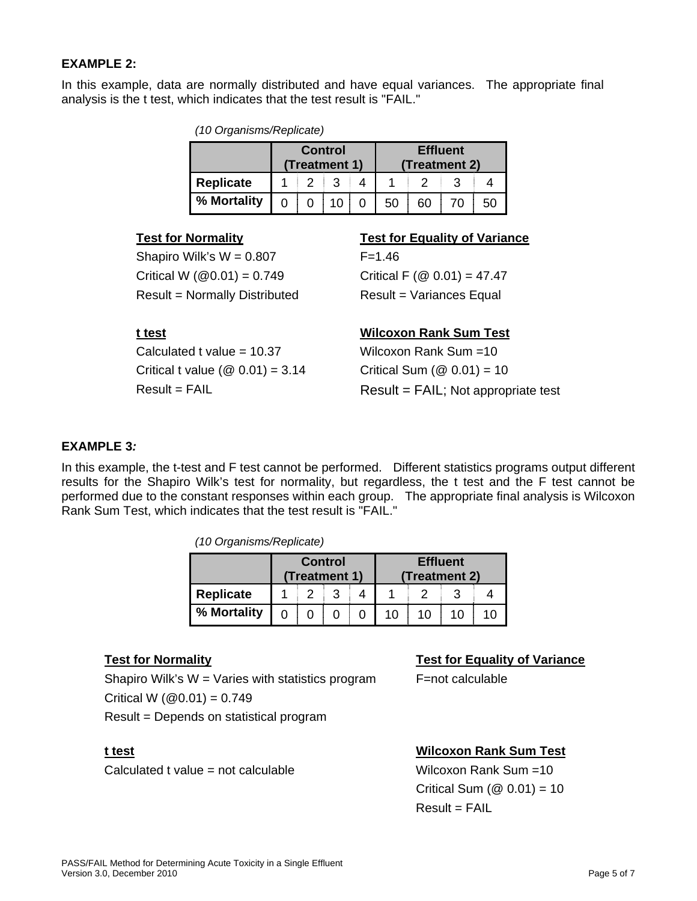**EXAMPLE 2:**

In this example, data are normally distributed and have equal variances. The appropriate final analysis is the t test, which indicates that the test result is "FAIL."

*(10 Organisms/Replicate)*

| | Control (Treatment 1) | | | | Effluent (Treatment 2) | | | |
|---|---|---|---|---|---|---|---|---|
| **Replicate** | 1 | 2 | 3 | 4 | 1 | 2 | 3 | 4 |
| **% Mortality** | 0 | 0 | 10 | 0 | 50 | 60 | 70 | 50 |

**Test for Normality**

Shapiro Wilk's W = 0.807

Critical W (@0.01) = 0.749

Result = Normally Distributed

**Test for Equality of Variance**

F=1.46

Critical F (@ 0.01) = 47.47

Result = Variances Equal

**t test**

Calculated t value = 10.37

Critical t value (@ 0.01) = 3.14

Result = FAIL

**Wilcoxon Rank Sum Test**

Wilcoxon Rank Sum =10

Critical Sum (@ 0.01) = 10

Result = FAIL; Not appropriate test

**EXAMPLE 3*:***

In this example, the t-test and F test cannot be performed. Different statistics programs output different results for the Shapiro Wilk's test for normality, but regardless, the t test and the F test cannot be performed due to the constant responses within each group. The appropriate final analysis is Wilcoxon Rank Sum Test, which indicates that the test result is "FAIL."

*(10 Organisms/Replicate)*

| | Control (Treatment 1) | | | | Effluent (Treatment 2) | | | |
|---|---|---|---|---|---|---|---|---|
| **Replicate** | 1 | 2 | 3 | 4 | 1 | 2 | 3 | 4 |
| **% Mortality** | 0 | 0 | 0 | 0 | 10 | 10 | 10 | 10 |

**Test for Normality**

Shapiro Wilk's W = Varies with statistics program

Critical W (@0.01) = 0.749

Result = Depends on statistical program

**Test for Equality of Variance**

F=not calculable

**t test**

Calculated t value = not calculable

**Wilcoxon Rank Sum Test**

Wilcoxon Rank Sum =10

Critical Sum (@ 0.01) = 10

Result = FAIL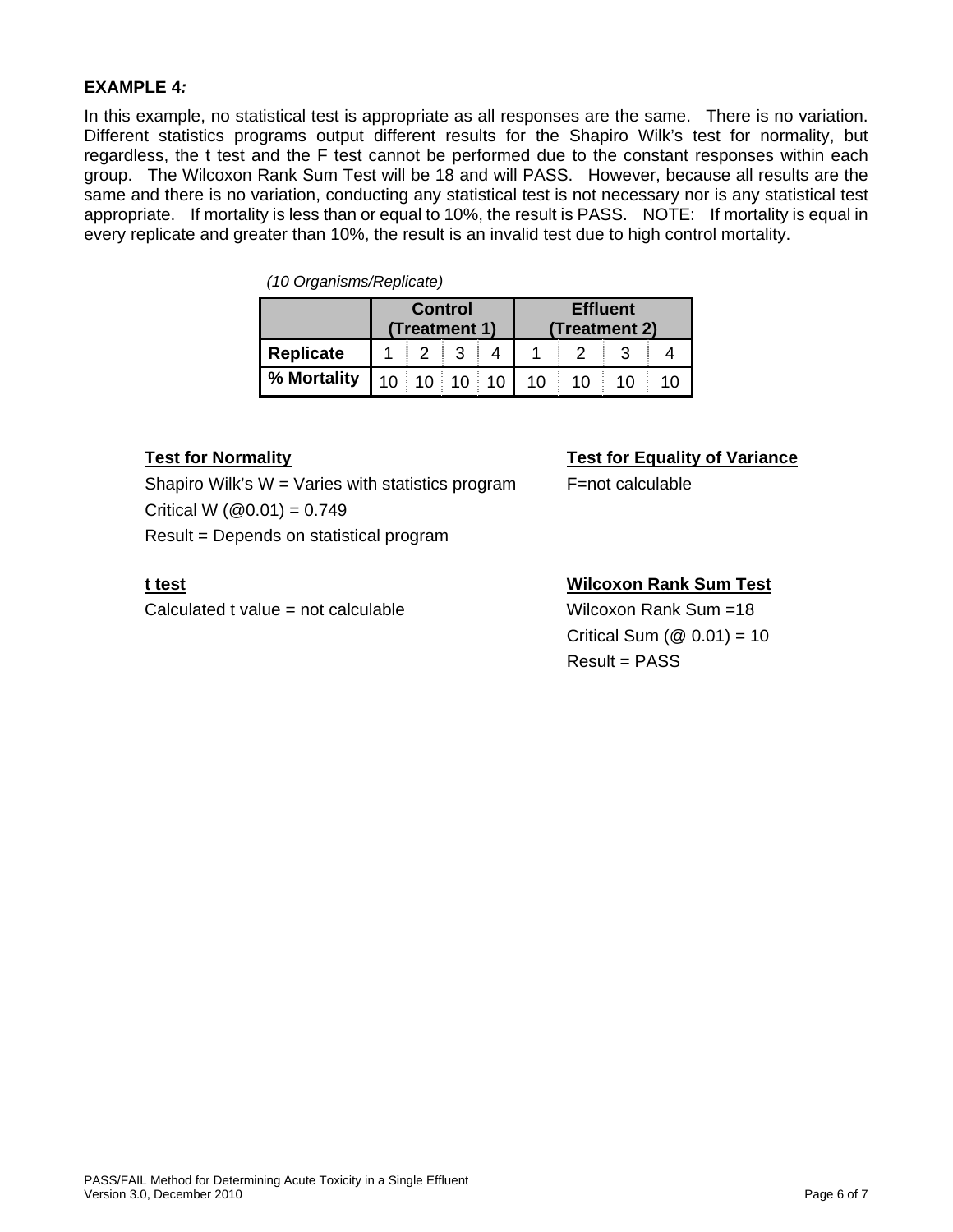**EXAMPLE 4*:***

In this example, no statistical test is appropriate as all responses are the same. There is no variation. Different statistics programs output different results for the Shapiro Wilk's test for normality, but regardless, the t test and the F test cannot be performed due to the constant responses within each group. The Wilcoxon Rank Sum Test will be 18 and will PASS. However, because all results are the same and there is no variation, conducting any statistical test is not necessary nor is any statistical test appropriate. If mortality is less than or equal to 10%, the result is PASS. NOTE: If mortality is equal in every replicate and greater than 10%, the result is an invalid test due to high control mortality.

*(10 Organisms/Replicate)*

| | Control (Treatment 1) | | | | Effluent (Treatment 2) | | | |
|---|---|---|---|---|---|---|---|---|
| **Replicate** | 1 | 2 | 3 | 4 | 1 | 2 | 3 | 4 |
| **% Mortality** | 10 | 10 | 10 | 10 | 10 | 10 | 10 | 10 |

**Test for Normality**

Shapiro Wilk's W = Varies with statistics program

Critical W (@0.01) = 0.749

Result = Depends on statistical program

**Test for Equality of Variance**

F=not calculable

**t test**

Calculated t value = not calculable

**Wilcoxon Rank Sum Test**

Wilcoxon Rank Sum =18

Critical Sum (@ 0.01) = 10

Result = PASS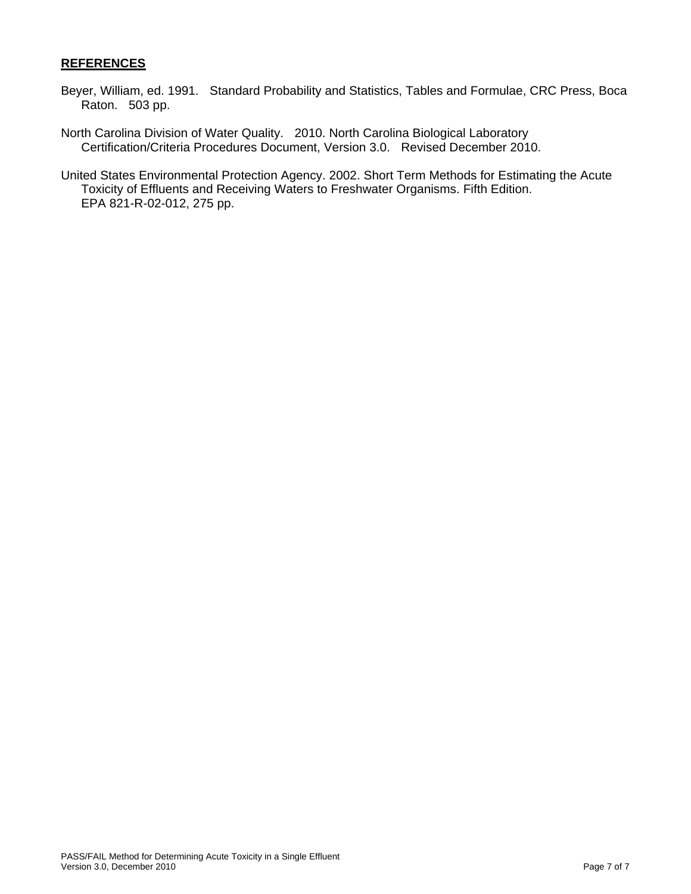## REFERENCES

Beyer, William, ed. 1991. Standard Probability and Statistics, Tables and Formulae, CRC Press, Boca Raton. 503 pp.

North Carolina Division of Water Quality. 2010. North Carolina Biological Laboratory Certification/Criteria Procedures Document, Version 3.0. Revised December 2010.

United States Environmental Protection Agency. 2002. Short Term Methods for Estimating the Acute Toxicity of Effluents and Receiving Waters to Freshwater Organisms. Fifth Edition. EPA 821-R-02-012, 275 pp.